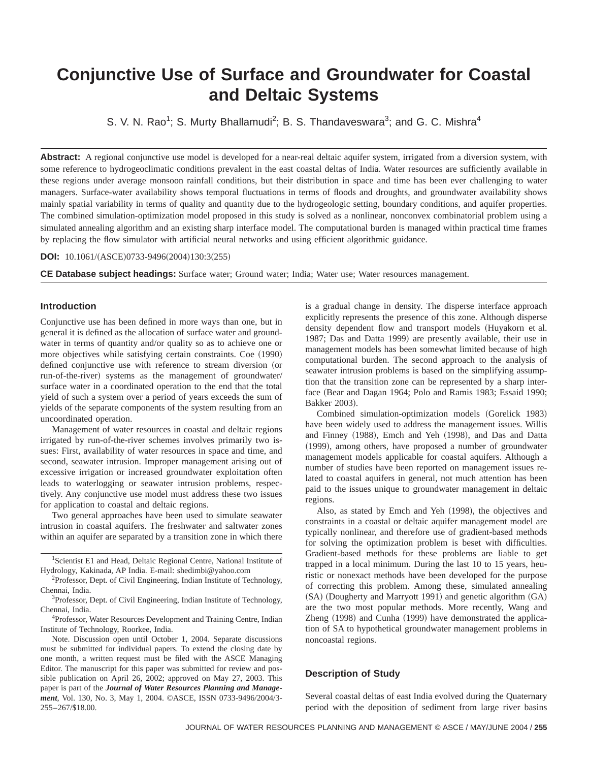# Conjunctive Use of Surface and Groundwater for Coastal and Deltaic Systems

S. V. N. Rao[1]; S. Murty Bhallamudi[2]; B. S. Thandaveswara[3]; and G. C. Mishra[4]

**Abstract:** A regional conjunctive use model is developed for a near-real deltaic aquifer system, irrigated from a diversion system, with some reference to hydrogeoclimatic conditions prevalent in the east coastal deltas of India. Water resources are sufficiently available in these regions under average monsoon rainfall conditions, but their distribution in space and time has been ever challenging to water managers. Surface-water availability shows temporal fluctuations in terms of floods and droughts, and groundwater availability shows mainly spatial variability in terms of quality and quantity due to the hydrogeologic setting, boundary conditions, and aquifer properties. The combined simulation-optimization model proposed in this study is solved as a nonlinear, nonconvex combinatorial problem using a simulated annealing algorithm and an existing sharp interface model. The computational burden is managed within practical time frames by replacing the flow simulator with artificial neural networks and using efficient algorithmic guidance.

**DOI:** 10.1061/(ASCE)0733-9496(2004)130:3(255)

**CE Database subject headings:** Surface water; Ground water; India; Water use; Water resources management.

## Introduction

Conjunctive use has been defined in more ways than one, but in general it is defined as the allocation of surface water and groundwater in terms of quantity and/or quality so as to achieve one or more objectives while satisfying certain constraints. Coe (1990) defined conjunctive use with reference to stream diversion (or run-of-the-river) systems as the management of groundwater/surface water in a coordinated operation to the end that the total yield of such a system over a period of years exceeds the sum of yields of the separate components of the system resulting from an uncoordinated operation.

Management of water resources in coastal and deltaic regions irrigated by run-of-the-river schemes involves primarily two issues: First, availability of water resources in space and time, and second, seawater intrusion. Improper management arising out of excessive irrigation or increased groundwater exploitation often leads to waterlogging or seawater intrusion problems, respectively. Any conjunctive use model must address these two issues for application to coastal and deltaic regions.

Two general approaches have been used to simulate seawater intrusion in coastal aquifers. The freshwater and saltwater zones within an aquifer are separated by a transition zone in which there is a gradual change in density. The disperse interface approach explicitly represents the presence of this zone. Although disperse density dependent flow and transport models (Huyakorn et al. 1987; Das and Datta 1999) are presently available, their use in management models has been somewhat limited because of high computational burden. The second approach to the analysis of seawater intrusion problems is based on the simplifying assumption that the transition zone can be represented by a sharp interface (Bear and Dagan 1964; Polo and Ramis 1983; Essaid 1990; Bakker 2003).

Combined simulation-optimization models (Gorelick 1983) have been widely used to address the management issues. Willis and Finney (1988), Emch and Yeh (1998), and Das and Datta (1999), among others, have proposed a number of groundwater management models applicable for coastal aquifers. Although a number of studies have been reported on management issues related to coastal aquifers in general, not much attention has been paid to the issues unique to groundwater management in deltaic regions.

Also, as stated by Emch and Yeh (1998), the objectives and constraints in a coastal or deltaic aquifer management model are typically nonlinear, and therefore use of gradient-based methods for solving the optimization problem is beset with difficulties. Gradient-based methods for these problems are liable to get trapped in a local minimum. During the last 10 to 15 years, heuristic or nonexact methods have been developed for the purpose of correcting this problem. Among these, simulated annealing (SA) (Dougherty and Marryott 1991) and genetic algorithm (GA) are the two most popular methods. More recently, Wang and Zheng (1998) and Cunha (1999) have demonstrated the application of SA to hypothetical groundwater management problems in noncoastal regions.

## Description of Study

Several coastal deltas of east India evolved during the Quaternary period with the deposition of sediment from large river basins

---

[1]Scientist E1 and Head, Deltaic Regional Centre, National Institute of Hydrology, Kakinada, AP India. E-mail: shedimbi@yahoo.com

[2]Professor, Dept. of Civil Engineering, Indian Institute of Technology, Chennai, India.

[3]Professor, Dept. of Civil Engineering, Indian Institute of Technology, Chennai, India.

[4]Professor, Water Resources Development and Training Centre, Indian Institute of Technology, Roorkee, India.

Note. Discussion open until October 1, 2004. Separate discussions must be submitted for individual papers. To extend the closing date by one month, a written request must be filed with the ASCE Managing Editor. The manuscript for this paper was submitted for review and possible publication on April 26, 2002; approved on May 27, 2003. This paper is part of the ***Journal of Water Resources Planning and Management***, Vol. 130, No. 3, May 1, 2004. ©ASCE, ISSN 0733-9496/2004/3-255–267/$18.00.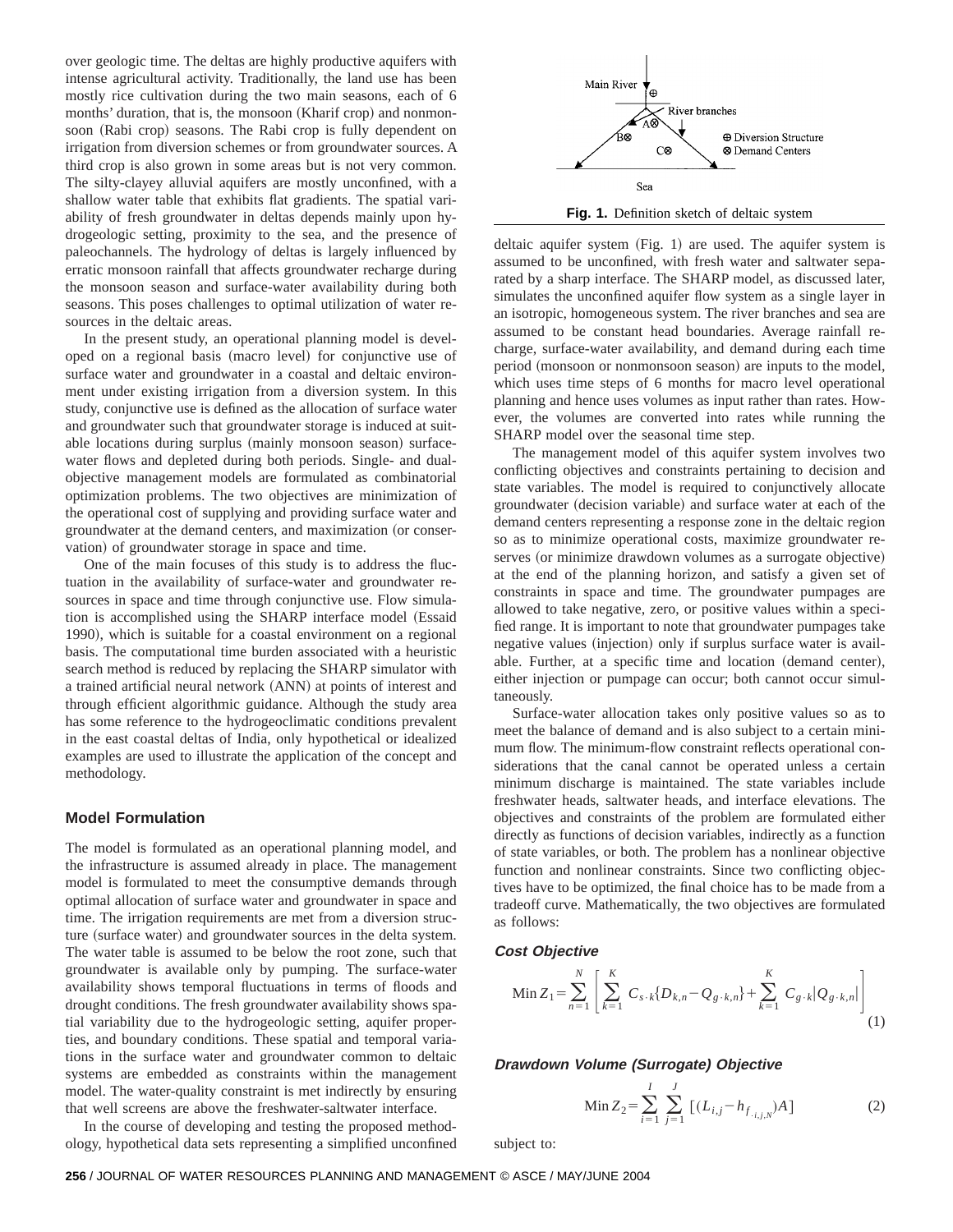over geologic time. The deltas are highly productive aquifers with intense agricultural activity. Traditionally, the land use has been mostly rice cultivation during the two main seasons, each of 6 months' duration, that is, the monsoon (Kharif crop) and nonmonsoon (Rabi crop) seasons. The Rabi crop is fully dependent on irrigation from diversion schemes or from groundwater sources. A third crop is also grown in some areas but is not very common. The silty-clayey alluvial aquifers are mostly unconfined, with a shallow water table that exhibits flat gradients. The spatial variability of fresh groundwater in deltas depends mainly upon hydrogeologic setting, proximity to the sea, and the presence of paleochannels. The hydrology of deltas is largely influenced by erratic monsoon rainfall that affects groundwater recharge during the monsoon season and surface-water availability during both seasons. This poses challenges to optimal utilization of water resources in the deltaic areas.

In the present study, an operational planning model is developed on a regional basis (macro level) for conjunctive use of surface water and groundwater in a coastal and deltaic environment under existing irrigation from a diversion system. In this study, conjunctive use is defined as the allocation of surface water and groundwater such that groundwater storage is induced at suitable locations during surplus (mainly monsoon season) surface-water flows and depleted during both periods. Single- and dual-objective management models are formulated as combinatorial optimization problems. The two objectives are minimization of the operational cost of supplying and providing surface water and groundwater at the demand centers, and maximization (or conservation) of groundwater storage in space and time.

One of the main focuses of this study is to address the fluctuation in the availability of surface-water and groundwater resources in space and time through conjunctive use. Flow simulation is accomplished using the SHARP interface model (Essaid 1990), which is suitable for a coastal environment on a regional basis. The computational time burden associated with a heuristic search method is reduced by replacing the SHARP simulator with a trained artificial neural network (ANN) at points of interest and through efficient algorithmic guidance. Although the study area has some reference to the hydrogeoclimatic conditions prevalent in the east coastal deltas of India, only hypothetical or idealized examples are used to illustrate the application of the concept and methodology.

## Model Formulation

The model is formulated as an operational planning model, and the infrastructure is assumed already in place. The management model is formulated to meet the consumptive demands through optimal allocation of surface water and groundwater in space and time. The irrigation requirements are met from a diversion structure (surface water) and groundwater sources in the delta system. The water table is assumed to be below the root zone, such that groundwater is available only by pumping. The surface-water availability shows temporal fluctuations in terms of floods and drought conditions. The fresh groundwater availability shows spatial variability due to the hydrogeologic setting, aquifer properties, and boundary conditions. These spatial and temporal variations in the surface water and groundwater common to deltaic systems are embedded as constraints within the management model. The water-quality constraint is met indirectly by ensuring that well screens are above the freshwater-saltwater interface.

In the course of developing and testing the proposed methodology, hypothetical data sets representing a simplified unconfined

Main River
River branches
⊕ Diversion Structure
⊗ Demand Centers
Sea

**Fig. 1.** Definition sketch of deltaic system

deltaic aquifer system (Fig. 1) are used. The aquifer system is assumed to be unconfined, with fresh water and saltwater separated by a sharp interface. The SHARP model, as discussed later, simulates the unconfined aquifer flow system as a single layer in an isotropic, homogeneous system. The river branches and sea are assumed to be constant head boundaries. Average rainfall recharge, surface-water availability, and demand during each time period (monsoon or nonmonsoon season) are inputs to the model, which uses time steps of 6 months for macro level operational planning and hence uses volumes as input rather than rates. However, the volumes are converted into rates while running the SHARP model over the seasonal time step.

The management model of this aquifer system involves two conflicting objectives and constraints pertaining to decision and state variables. The model is required to conjunctively allocate groundwater (decision variable) and surface water at each of the demand centers representing a response zone in the deltaic region so as to minimize operational costs, maximize groundwater reserves (or minimize drawdown volumes as a surrogate objective) at the end of the planning horizon, and satisfy a given set of constraints in space and time. The groundwater pumpages are allowed to take negative, zero, or positive values within a specified range. It is important to note that groundwater pumpages take negative values (injection) only if surplus surface water is available. Further, at a specific time and location (demand center), either injection or pumpage can occur; both cannot occur simultaneously.

Surface-water allocation takes only positive values so as to meet the balance of demand and is also subject to a certain minimum flow. The minimum-flow constraint reflects operational considerations that the canal cannot be operated unless a certain minimum discharge is maintained. The state variables include freshwater heads, saltwater heads, and interface elevations. The objectives and constraints of the problem are formulated either directly as functions of decision variables, indirectly as a function of state variables, or both. The problem has a nonlinear objective function and nonlinear constraints. Since two conflicting objectives have to be optimized, the final choice has to be made from a tradeoff curve. Mathematically, the two objectives are formulated as follows:

### *Cost Objective*

$$\text{Min } Z_1 = \sum_{n=1}^{N} \left[ \sum_{k=1}^{K} C_{s \cdot k} \{ D_{k,n} - Q_{g \cdot k,n} \} + \sum_{k=1}^{K} C_{g \cdot k} | Q_{g \cdot k,n} | \right] \tag{1}$$

### *Drawdown Volume (Surrogate) Objective*

$$\text{Min } Z_2 = \sum_{i=1}^{I} \sum_{j=1}^{J} \left[ (L_{i,j} - h_{f \cdot i,j,N}) A \right] \tag{2}$$

subject to: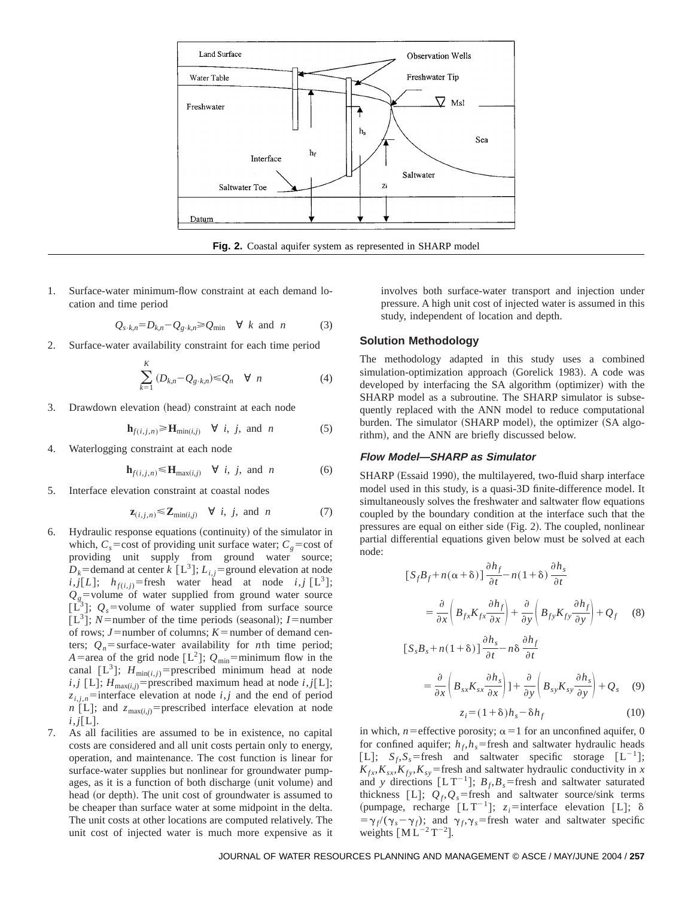**Fig. 2.** Coastal aquifer system as represented in SHARP model

1. Surface-water minimum-flow constraint at each demand location and time period

$$Q_{s\cdot k,n}=D_{k,n}-Q_{g\cdot k,n}\geqslant Q_{\min} \quad \forall\ k \text{ and } n \tag{3}$$

2. Surface-water availability constraint for each time period

$$\sum_{k=1}^{K}(D_{k,n}-Q_{g\cdot k,n})\leqslant Q_n \quad \forall\ n \tag{4}$$

3. Drawdown elevation (head) constraint at each node

$$\mathbf{h}_{f(i,j,n)}\geqslant \mathbf{H}_{\min(i,j)} \quad \forall\ i,\ j, \text{ and } n \tag{5}$$

4. Waterlogging constraint at each node

$$\mathbf{h}_{f(i,j,n)}\leqslant \mathbf{H}_{\max(i,j)} \quad \forall\ i,\ j, \text{ and } n \tag{6}$$

5. Interface elevation constraint at coastal nodes

$$\mathbf{z}_{(i,j,n)}\leqslant \mathbf{Z}_{\min(i,j)} \quad \forall\ i,\ j, \text{ and } n \tag{7}$$

6. Hydraulic response equations (continuity) of the simulator in which, $C_s$=cost of providing unit surface water; $C_g$=cost of providing unit supply from ground water source; $D_k$=demand at center $k$ $[L^3]$; $L_{i,j}$=ground elevation at node $i,j[L]$; $h_{f(i,j)}$=fresh water head at node $i,j$ $[L^3]$; $Q_g$=volume of water supplied from ground water source $[L^3]$; $Q_s$=volume of water supplied from surface source $[L^3]$; $N$=number of the time periods (seasonal); $I$=number of rows; $J$=number of columns; $K$=number of demand centers; $Q_n$=surface-water availability for $n$th time period; $A$=area of the grid node $[L^2]$; $Q_{\min}$=minimum flow in the canal $[L^3]$; $H_{\min(i,j)}$=prescribed minimum head at node $i,j$ [L]; $H_{\max(i,j)}$=prescribed maximum head at node $i,j$[L]; $z_{i,j,n}$=interface elevation at node $i,j$ and the end of period $n$ [L]; and $z_{\max(i,j)}$=prescribed interface elevation at node $i,j$[L].
7. As all facilities are assumed to be in existence, no capital costs are considered and all unit costs pertain only to energy, operation, and maintenance. The cost function is linear for surface-water supplies but nonlinear for groundwater pumpages, as it is a function of both discharge (unit volume) and head (or depth). The unit cost of groundwater is assumed to be cheaper than surface water at some midpoint in the delta. The unit costs at other locations are computed relatively. The unit cost of injected water is much more expensive as it involves both surface-water transport and injection under pressure. A high unit cost of injected water is assumed in this study, independent of location and depth.

## Solution Methodology

The methodology adapted in this study uses a combined simulation-optimization approach (Gorelick 1983). A code was developed by interfacing the SA algorithm (optimizer) with the SHARP model as a subroutine. The SHARP simulator is subsequently replaced with the ANN model to reduce computational burden. The simulator (SHARP model), the optimizer (SA algorithm), and the ANN are briefly discussed below.

### Flow Model—SHARP as Simulator

SHARP (Essaid 1990), the multilayered, two-fluid sharp interface model used in this study, is a quasi-3D finite-difference model. It simultaneously solves the freshwater and saltwater flow equations coupled by the boundary condition at the interface such that the pressures are equal on either side (Fig. 2). The coupled, nonlinear partial differential equations given below must be solved at each node:

$$[S_fB_f+n(\alpha+\delta)]\frac{\partial h_f}{\partial t}-n(1+\delta)\frac{\partial h_s}{\partial t} = \frac{\partial}{\partial x}\left(B_{fx}K_{fx}\frac{\partial h_f}{\partial x}\right)+\frac{\partial}{\partial y}\left(B_{fy}K_{fy}\frac{\partial h_f}{\partial y}\right)+Q_f \tag{8}$$

$$[S_sB_s+n(1+\delta)]\frac{\partial h_s}{\partial t}-n\delta\frac{\partial h_f}{\partial t} = \frac{\partial}{\partial x}\left(B_{sx}K_{sx}\frac{\partial h_s}{\partial x}\right)]+\frac{\partial}{\partial y}\left(B_{sy}K_{sy}\frac{\partial h_s}{\partial y}\right)+Q_s \tag{9}$$

$$z_i=(1+\delta)h_s-\delta h_f \tag{10}$$

in which, $n$=effective porosity; $\alpha=1$ for an unconfined aquifer, 0 for confined aquifer; $h_f,h_s$=fresh and saltwater hydraulic heads [L]; $S_f,S_s$=fresh and saltwater specific storage $[L^{-1}]$; $K_{fx},K_{sx},K_{fy},K_{sy}$=fresh and saltwater hydraulic conductivity in $x$ and $y$ directions $[L\,T^{-1}]$; $B_f,B_s$=fresh and saltwater saturated thickness [L]; $Q_f,Q_s$=fresh and saltwater source/sink terms (pumpage, recharge $[L\,T^{-1}]$; $z_i$=interface elevation [L]; $\delta=\gamma_f/(\gamma_s-\gamma_f)$; and $\gamma_f,\gamma_s$=fresh water and saltwater specific weights $[M\,L^{-2}\,T^{-2}]$.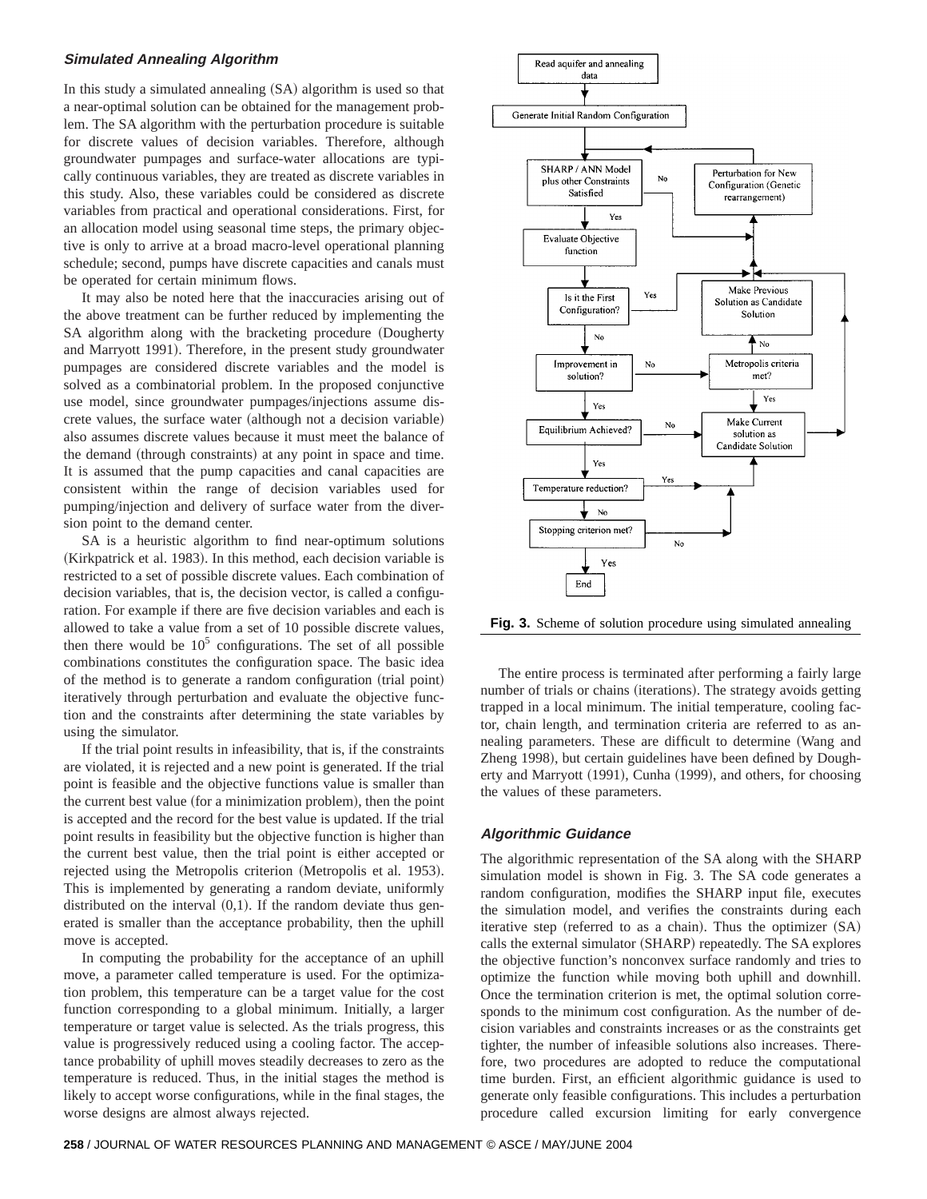### *Simulated Annealing Algorithm*

In this study a simulated annealing (SA) algorithm is used so that a near-optimal solution can be obtained for the management problem. The SA algorithm with the perturbation procedure is suitable for discrete values of decision variables. Therefore, although groundwater pumpages and surface-water allocations are typically continuous variables, they are treated as discrete variables in this study. Also, these variables could be considered as discrete variables from practical and operational considerations. First, for an allocation model using seasonal time steps, the primary objective is only to arrive at a broad macro-level operational planning schedule; second, pumps have discrete capacities and canals must be operated for certain minimum flows.

It may also be noted here that the inaccuracies arising out of the above treatment can be further reduced by implementing the SA algorithm along with the bracketing procedure (Dougherty and Marryott 1991). Therefore, in the present study groundwater pumpages are considered discrete variables and the model is solved as a combinatorial problem. In the proposed conjunctive use model, since groundwater pumpages/injections assume discrete values, the surface water (although not a decision variable) also assumes discrete values because it must meet the balance of the demand (through constraints) at any point in space and time. It is assumed that the pump capacities and canal capacities are consistent within the range of decision variables used for pumping/injection and delivery of surface water from the diversion point to the demand center.

SA is a heuristic algorithm to find near-optimum solutions (Kirkpatrick et al. 1983). In this method, each decision variable is restricted to a set of possible discrete values. Each combination of decision variables, that is, the decision vector, is called a configuration. For example if there are five decision variables and each is allowed to take a value from a set of 10 possible discrete values, then there would be $10^5$ configurations. The set of all possible combinations constitutes the configuration space. The basic idea of the method is to generate a random configuration (trial point) iteratively through perturbation and evaluate the objective function and the constraints after determining the state variables by using the simulator.

If the trial point results in infeasibility, that is, if the constraints are violated, it is rejected and a new point is generated. If the trial point is feasible and the objective functions value is smaller than the current best value (for a minimization problem), then the point is accepted and the record for the best value is updated. If the trial point results in feasibility but the objective function is higher than the current best value, then the trial point is either accepted or rejected using the Metropolis criterion (Metropolis et al. 1953). This is implemented by generating a random deviate, uniformly distributed on the interval (0,1). If the random deviate thus generated is smaller than the acceptance probability, then the uphill move is accepted.

In computing the probability for the acceptance of an uphill move, a parameter called temperature is used. For the optimization problem, this temperature can be a target value for the cost function corresponding to a global minimum. Initially, a larger temperature or target value is selected. As the trials progress, this value is progressively reduced using a cooling factor. The acceptance probability of uphill moves steadily decreases to zero as the temperature is reduced. Thus, in the initial stages the method is likely to accept worse configurations, while in the final stages, the worse designs are almost always rejected.

Read aquifer and annealing data

Generate Initial Random Configuration

SHARP / ANN Model plus other Constraints Satisfied

Perturbation for New Configuration (Genetic rearrangement)

Evaluate Objective function

Is it the First Configuration?

Make Previous Solution as Candidate Solution

Improvement in solution?

Metropolis criteria met?

Equilibrium Achieved?

Make Current solution as Candidate Solution

Temperature reduction?

Stopping criterion met?

End

Yes

No

**Fig. 3.** Scheme of solution procedure using simulated annealing

The entire process is terminated after performing a fairly large number of trials or chains (iterations). The strategy avoids getting trapped in a local minimum. The initial temperature, cooling factor, chain length, and termination criteria are referred to as annealing parameters. These are difficult to determine (Wang and Zheng 1998), but certain guidelines have been defined by Dougherty and Marryott (1991), Cunha (1999), and others, for choosing the values of these parameters.

### *Algorithmic Guidance*

The algorithmic representation of the SA along with the SHARP simulation model is shown in Fig. 3. The SA code generates a random configuration, modifies the SHARP input file, executes the simulation model, and verifies the constraints during each iterative step (referred to as a chain). Thus the optimizer (SA) calls the external simulator (SHARP) repeatedly. The SA explores the objective function's nonconvex surface randomly and tries to optimize the function while moving both uphill and downhill. Once the termination criterion is met, the optimal solution corresponds to the minimum cost configuration. As the number of decision variables and constraints increases or as the constraints get tighter, the number of infeasible solutions also increases. Therefore, two procedures are adopted to reduce the computational time burden. First, an efficient algorithmic guidance is used to generate only feasible configurations. This includes a perturbation procedure called excursion limiting for early convergence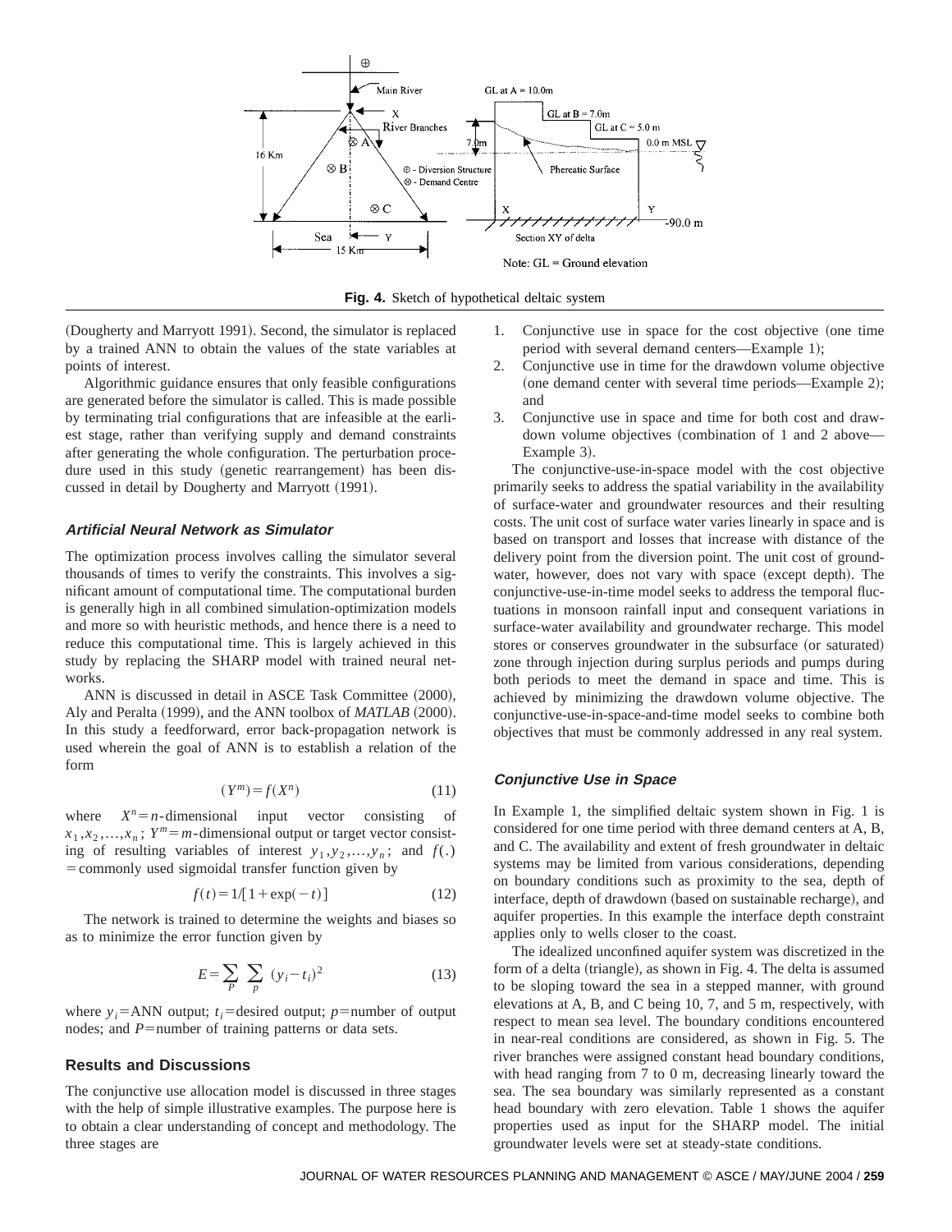Fig. 4. Sketch of hypothetical deltaic system

(Dougherty and Marryott 1991). Second, the simulator is replaced by a trained ANN to obtain the values of the state variables at points of interest.

Algorithmic guidance ensures that only feasible configurations are generated before the simulator is called. This is made possible by terminating trial configurations that are infeasible at the earliest stage, rather than verifying supply and demand constraints after generating the whole configuration. The perturbation procedure used in this study (genetic rearrangement) has been discussed in detail by Dougherty and Marryott (1991).

### Artificial Neural Network as Simulator

The optimization process involves calling the simulator several thousands of times to verify the constraints. This involves a significant amount of computational time. The computational burden is generally high in all combined simulation-optimization models and more so with heuristic methods, and hence there is a need to reduce this computational time. This is largely achieved in this study by replacing the SHARP model with trained neural networks.

ANN is discussed in detail in ASCE Task Committee (2000), Aly and Peralta (1999), and the ANN toolbox of *MATLAB* (2000). In this study a feedforward, error back-propagation network is used wherein the goal of ANN is to establish a relation of the form

$$(Y^m) = f(X^n) \tag{11}$$

where $X^n = n$-dimensional input vector consisting of $x_1, x_2, \ldots, x_n$; $Y^m = m$-dimensional output or target vector consisting of resulting variables of interest $y_1, y_2, \ldots, y_n$; and $f(.)$ = commonly used sigmoidal transfer function given by

$$f(t) = 1/[1 + \exp(-t)] \tag{12}$$

The network is trained to determine the weights and biases so as to minimize the error function given by

$$E = \sum_{P} \sum_{p} (y_i - t_i)^2 \tag{13}$$

where $y_i$ = ANN output; $t_i$ = desired output; $p$ = number of output nodes; and $P$ = number of training patterns or data sets.

## Results and Discussions

The conjunctive use allocation model is discussed in three stages with the help of simple illustrative examples. The purpose here is to obtain a clear understanding of concept and methodology. The three stages are

1. Conjunctive use in space for the cost objective (one time period with several demand centers—Example 1);
2. Conjunctive use in time for the drawdown volume objective (one demand center with several time periods—Example 2); and
3. Conjunctive use in space and time for both cost and drawdown volume objectives (combination of 1 and 2 above—Example 3).

The conjunctive-use-in-space model with the cost objective primarily seeks to address the spatial variability in the availability of surface-water and groundwater resources and their resulting costs. The unit cost of surface water varies linearly in space and is based on transport and losses that increase with distance of the delivery point from the diversion point. The unit cost of groundwater, however, does not vary with space (except depth). The conjunctive-use-in-time model seeks to address the temporal fluctuations in monsoon rainfall input and consequent variations in surface-water availability and groundwater recharge. This model stores or conserves groundwater in the subsurface (or saturated) zone through injection during surplus periods and pumps during both periods to meet the demand in space and time. This is achieved by minimizing the drawdown volume objective. The conjunctive-use-in-space-and-time model seeks to combine both objectives that must be commonly addressed in any real system.

### Conjunctive Use in Space

In Example 1, the simplified deltaic system shown in Fig. 1 is considered for one time period with three demand centers at A, B, and C. The availability and extent of fresh groundwater in deltaic systems may be limited from various considerations, depending on boundary conditions such as proximity to the sea, depth of interface, depth of drawdown (based on sustainable recharge), and aquifer properties. In this example the interface depth constraint applies only to wells closer to the coast.

The idealized unconfined aquifer system was discretized in the form of a delta (triangle), as shown in Fig. 4. The delta is assumed to be sloping toward the sea in a stepped manner, with ground elevations at A, B, and C being 10, 7, and 5 m, respectively, with respect to mean sea level. The boundary conditions encountered in near-real conditions are considered, as shown in Fig. 5. The river branches were assigned constant head boundary conditions, with head ranging from 7 to 0 m, decreasing linearly toward the sea. The sea boundary was similarly represented as a constant head boundary with zero elevation. Table 1 shows the aquifer properties used as input for the SHARP model. The initial groundwater levels were set at steady-state conditions.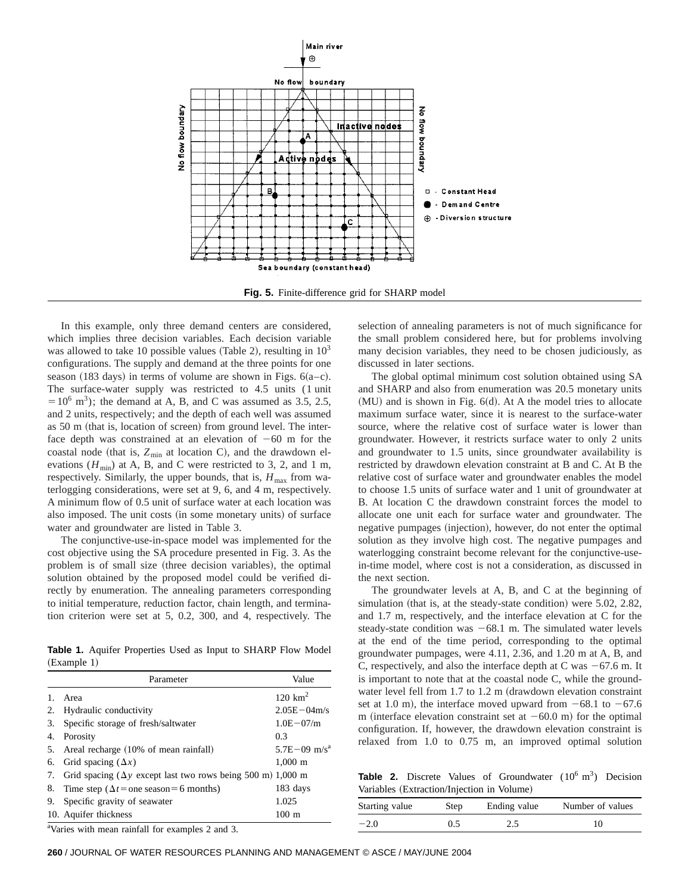Fig. 5. Finite-difference grid for SHARP model

In this example, only three demand centers are considered, which implies three decision variables. Each decision variable was allowed to take 10 possible values (Table 2), resulting in $10^3$ configurations. The supply and demand at the three points for one season (183 days) in terms of volume are shown in Figs. 6(a–c). The surface-water supply was restricted to 4.5 units (1 unit $=10^6$ m$^3$); the demand at A, B, and C was assumed as 3.5, 2.5, and 2 units, respectively; and the depth of each well was assumed as 50 m (that is, location of screen) from ground level. The interface depth was constrained at an elevation of −60 m for the coastal node (that is, $Z_{\min}$ at location C), and the drawdown elevations ($H_{\min}$) at A, B, and C were restricted to 3, 2, and 1 m, respectively. Similarly, the upper bounds, that is, $H_{\max}$ from waterlogging considerations, were set at 9, 6, and 4 m, respectively. A minimum flow of 0.5 unit of surface water at each location was also imposed. The unit costs (in some monetary units) of surface water and groundwater are listed in Table 3.

The conjunctive-use-in-space model was implemented for the cost objective using the SA procedure presented in Fig. 3. As the problem is of small size (three decision variables), the optimal solution obtained by the proposed model could be verified directly by enumeration. The annealing parameters corresponding to initial temperature, reduction factor, chain length, and termination criterion were set at 5, 0.2, 300, and 4, respectively. The selection of annealing parameters is not of much significance for the small problem considered here, but for problems involving many decision variables, they need to be chosen judiciously, as discussed in later sections.

The global optimal minimum cost solution obtained using SA and SHARP and also from enumeration was 20.5 monetary units (MU) and is shown in Fig. 6(d). At A the model tries to allocate maximum surface water, since it is nearest to the surface-water source, where the relative cost of surface water is lower than groundwater. However, it restricts surface water to only 2 units and groundwater to 1.5 units, since groundwater availability is restricted by drawdown elevation constraint at B and C. At B the relative cost of surface water and groundwater enables the model to choose 1.5 units of surface water and 1 unit of groundwater at B. At location C the drawdown constraint forces the model to allocate one unit each for surface water and groundwater. The negative pumpages (injection), however, do not enter the optimal solution as they involve high cost. The negative pumpages and waterlogging constraint become relevant for the conjunctive-use-in-time model, where cost is not a consideration, as discussed in the next section.

The groundwater levels at A, B, and C at the beginning of simulation (that is, at the steady-state condition) were 5.02, 2.82, and 1.7 m, respectively, and the interface elevation at C for the steady-state condition was −68.1 m. The simulated water levels at the end of the time period, corresponding to the optimal groundwater pumpages, were 4.11, 2.36, and 1.20 m at A, B, and C, respectively, and also the interface depth at C was −67.6 m. It is important to note that at the coastal node C, while the groundwater level fell from 1.7 to 1.2 m (drawdown elevation constraint set at 1.0 m), the interface moved upward from −68.1 to −67.6 m (interface elevation constraint set at −60.0 m) for the optimal configuration. If, however, the drawdown elevation constraint is relaxed from 1.0 to 0.75 m, an improved optimal solution

**Table 1.** Aquifer Properties Used as Input to SHARP Flow Model (Example 1)

| | Parameter | Value |
|---|---|---|
| 1. | Area | 120 km$^2$ |
| 2. | Hydraulic conductivity | 2.05E−04m/s |
| 3. | Specific storage of fresh/saltwater | 1.0E−07/m |
| 4. | Porosity | 0.3 |
| 5. | Areal recharge (10% of mean rainfall) | 5.7E−09 m/s[a] |
| 6. | Grid spacing ($\Delta x$) | 1,000 m |
| 7. | Grid spacing ($\Delta y$ except last two rows being 500 m) | 1,000 m |
| 8. | Time step ($\Delta t$ = one season = 6 months) | 183 days |
| 9. | Specific gravity of seawater | 1.025 |
| 10. | Aquifer thickness | 100 m |

[a]Varies with mean rainfall for examples 2 and 3.

**Table 2.** Discrete Values of Groundwater ($10^6$ m$^3$) Decision Variables (Extraction/Injection in Volume)

| Starting value | Step | Ending value | Number of values |
|---|---|---|---|
| −2.0 | 0.5 | 2.5 | 10 |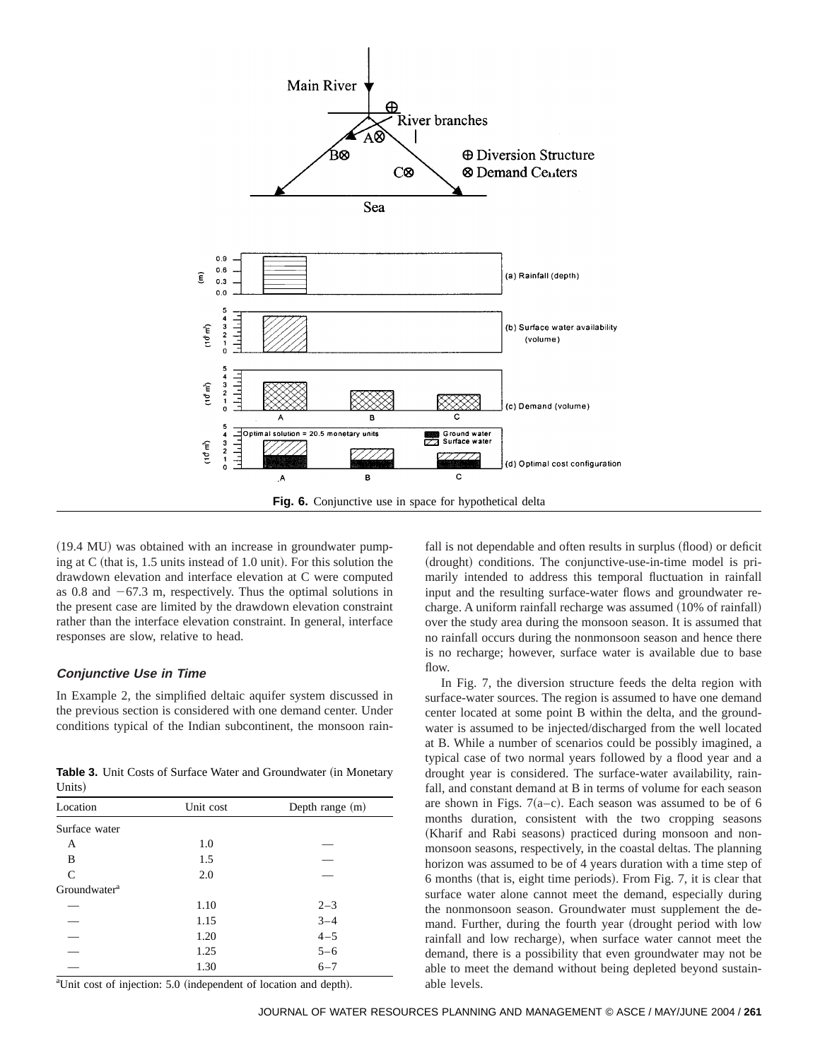Fig. 6. Conjunctive use in space for hypothetical delta

(19.4 MU) was obtained with an increase in groundwater pumping at C (that is, 1.5 units instead of 1.0 unit). For this solution the drawdown elevation and interface elevation at C were computed as 0.8 and −67.3 m, respectively. Thus the optimal solutions in the present case are limited by the drawdown elevation constraint rather than the interface elevation constraint. In general, interface responses are slow, relative to head.

### *Conjunctive Use in Time*

In Example 2, the simplified deltaic aquifer system discussed in the previous section is considered with one demand center. Under conditions typical of the Indian subcontinent, the monsoon rainfall is not dependable and often results in surplus (flood) or deficit (drought) conditions. The conjunctive-use-in-time model is primarily intended to address this temporal fluctuation in rainfall input and the resulting surface-water flows and groundwater recharge. A uniform rainfall recharge was assumed (10% of rainfall) over the study area during the monsoon season. It is assumed that no rainfall occurs during the nonmonsoon season and hence there is no recharge; however, surface water is available due to base flow.

In Fig. 7, the diversion structure feeds the delta region with surface-water sources. The region is assumed to have one demand center located at some point B within the delta, and the groundwater is assumed to be injected/discharged from the well located at B. While a number of scenarios could be possibly imagined, a typical case of two normal years followed by a flood year and a drought year is considered. The surface-water availability, rainfall, and constant demand at B in terms of volume for each season are shown in Figs. 7(a–c). Each season was assumed to be of 6 months duration, consistent with the two cropping seasons (Kharif and Rabi seasons) practiced during monsoon and nonmonsoon seasons, respectively, in the coastal deltas. The planning horizon was assumed to be of 4 years duration with a time step of 6 months (that is, eight time periods). From Fig. 7, it is clear that surface water alone cannot meet the demand, especially during the nonmonsoon season. Groundwater must supplement the demand. Further, during the fourth year (drought period with low rainfall and low recharge), when surface water cannot meet the demand, there is a possibility that even groundwater may not be able to meet the demand without being depleted beyond sustainable levels.

**Table 3.** Unit Costs of Surface Water and Groundwater (in Monetary Units)

| Location | Unit cost | Depth range (m) |
|---|---|---|
| Surface water | | |
| A | 1.0 | — |
| B | 1.5 | — |
| C | 2.0 | — |
| Groundwater[a] | | |
| — | 1.10 | 2–3 |
| — | 1.15 | 3–4 |
| — | 1.20 | 4–5 |
| — | 1.25 | 5–6 |
| — | 1.30 | 6–7 |

[a]Unit cost of injection: 5.0 (independent of location and depth).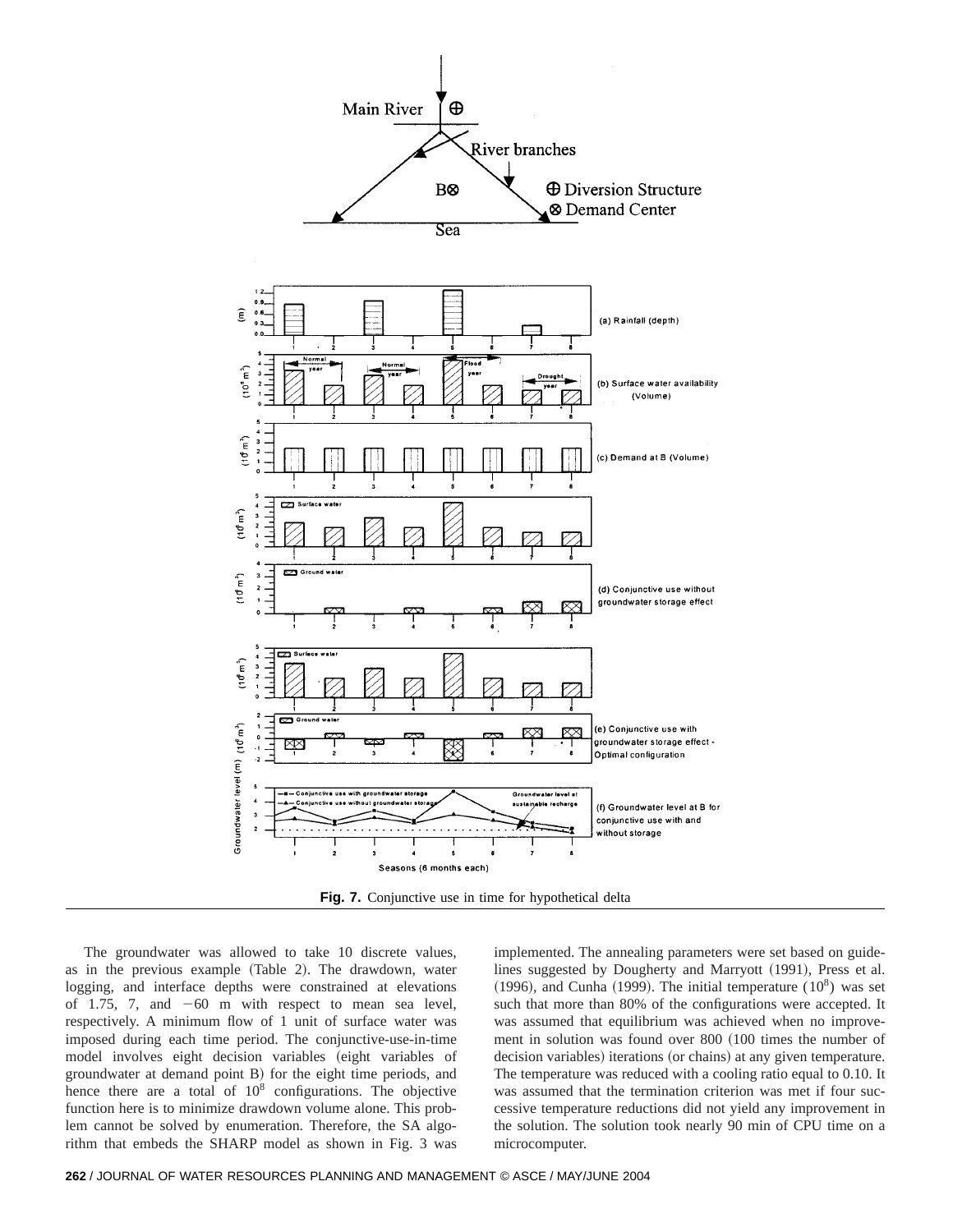**Fig. 7.** Conjunctive use in time for hypothetical delta

The groundwater was allowed to take 10 discrete values, as in the previous example (Table 2). The drawdown, water logging, and interface depths were constrained at elevations of 1.75, 7, and −60 m with respect to mean sea level, respectively. A minimum flow of 1 unit of surface water was imposed during each time period. The conjunctive-use-in-time model involves eight decision variables (eight variables of groundwater at demand point B) for the eight time periods, and hence there are a total of $10^8$ configurations. The objective function here is to minimize drawdown volume alone. This problem cannot be solved by enumeration. Therefore, the SA algorithm that embeds the SHARP model as shown in Fig. 3 was implemented. The annealing parameters were set based on guidelines suggested by Dougherty and Marryott (1991), Press et al. (1996), and Cunha (1999). The initial temperature ($10^8$) was set such that more than 80% of the configurations were accepted. It was assumed that equilibrium was achieved when no improvement in solution was found over 800 (100 times the number of decision variables) iterations (or chains) at any given temperature. The temperature was reduced with a cooling ratio equal to 0.10. It was assumed that the termination criterion was met if four successive temperature reductions did not yield any improvement in the solution. The solution took nearly 90 min of CPU time on a microcomputer.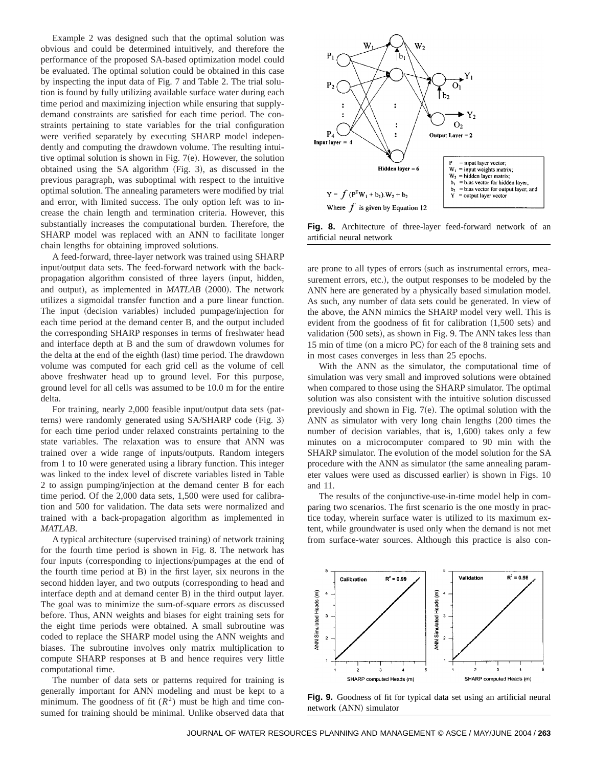Example 2 was designed such that the optimal solution was obvious and could be determined intuitively, and therefore the performance of the proposed SA-based optimization model could be evaluated. The optimal solution could be obtained in this case by inspecting the input data of Fig. 7 and Table 2. The trial solution is found by fully utilizing available surface water during each time period and maximizing injection while ensuring that supply-demand constraints are satisfied for each time period. The constraints pertaining to state variables for the trial configuration were verified separately by executing SHARP model independently and computing the drawdown volume. The resulting intuitive optimal solution is shown in Fig. 7(e). However, the solution obtained using the SA algorithm (Fig. 3), as discussed in the previous paragraph, was suboptimal with respect to the intuitive optimal solution. The annealing parameters were modified by trial and error, with limited success. The only option left was to increase the chain length and termination criteria. However, this substantially increases the computational burden. Therefore, the SHARP model was replaced with an ANN to facilitate longer chain lengths for obtaining improved solutions.

A feed-forward, three-layer network was trained using SHARP input/output data sets. The feed-forward network with the back-propagation algorithm consisted of three layers (input, hidden, and output), as implemented in *MATLAB* (2000). The network utilizes a sigmoidal transfer function and a pure linear function. The input (decision variables) included pumpage/injection for each time period at the demand center B, and the output included the corresponding SHARP responses in terms of freshwater head and interface depth at B and the sum of drawdown volumes for the delta at the end of the eighth (last) time period. The drawdown volume was computed for each grid cell as the volume of cell above freshwater head up to ground level. For this purpose, ground level for all cells was assumed to be 10.0 m for the entire delta.

For training, nearly 2,000 feasible input/output data sets (patterns) were randomly generated using SA/SHARP code (Fig. 3) for each time period under relaxed constraints pertaining to the state variables. The relaxation was to ensure that ANN was trained over a wide range of inputs/outputs. Random integers from 1 to 10 were generated using a library function. This integer was linked to the index level of discrete variables listed in Table 2 to assign pumping/injection at the demand center B for each time period. Of the 2,000 data sets, 1,500 were used for calibration and 500 for validation. The data sets were normalized and trained with a back-propagation algorithm as implemented in *MATLAB*.

A typical architecture (supervised training) of network training for the fourth time period is shown in Fig. 8. The network has four inputs (corresponding to injections/pumpages at the end of the fourth time period at B) in the first layer, six neurons in the second hidden layer, and two outputs (corresponding to head and interface depth and at demand center B) in the third output layer. The goal was to minimize the sum-of-square errors as discussed before. Thus, ANN weights and biases for eight training sets for the eight time periods were obtained. A small subroutine was coded to replace the SHARP model using the ANN weights and biases. The subroutine involves only matrix multiplication to compute SHARP responses at B and hence requires very little computational time.

The number of data sets or patterns required for training is generally important for ANN modeling and must be kept to a minimum. The goodness of fit ($R^2$) must be high and time consumed for training should be minimal. Unlike observed data that are prone to all types of errors (such as instrumental errors, measurement errors, etc.), the output responses to be modeled by the ANN here are generated by a physically based simulation model. As such, any number of data sets could be generated. In view of the above, the ANN mimics the SHARP model very well. This is evident from the goodness of fit for calibration (1,500 sets) and validation (500 sets), as shown in Fig. 9. The ANN takes less than 15 min of time (on a micro PC) for each of the 8 training sets and in most cases converges in less than 25 epochs.

With the ANN as the simulator, the computational time of simulation was very small and improved solutions were obtained when compared to those using the SHARP simulator. The optimal solution was also consistent with the intuitive solution discussed previously and shown in Fig. 7(e). The optimal solution with the ANN as simulator with very long chain lengths (200 times the number of decision variables, that is, 1,600) takes only a few minutes on a microcomputer compared to 90 min with the SHARP simulator. The evolution of the model solution for the SA procedure with the ANN as simulator (the same annealing parameter values were used as discussed earlier) is shown in Figs. 10 and 11.

The results of the conjunctive-use-in-time model help in comparing two scenarios. The first scenario is the one mostly in practice today, wherein surface water is utilized to its maximum extent, while groundwater is used only when the demand is not met from surface-water sources. Although this practice is also con-

$$Y = f\,(P^T W_1 + b_1).W_2 + b_2$$

Where $f$ is given by Equation 12

$P$ = input layer vector; $W_1$ = input weights matrix; $W_2$ = hidden layer matrix; $b_1$ = bias vector for hidden layer; $b_2$ = bias vector for output layer; and $Y$ = output layer vector

**Fig. 8.** Architecture of three-layer feed-forward network of an artificial neural network

**Fig. 9.** Goodness of fit for typical data set using an artificial neural network (ANN) simulator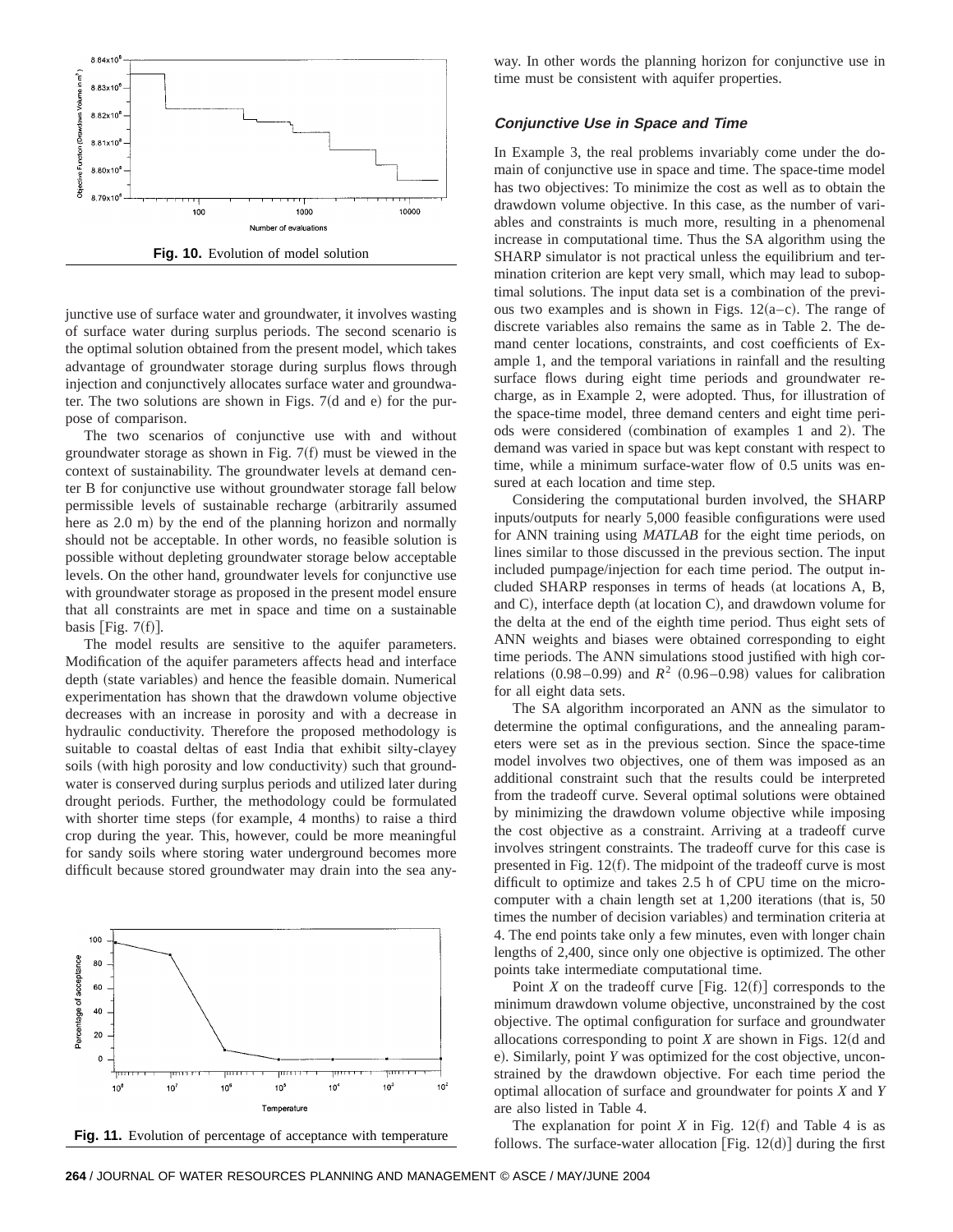Fig. 10. Evolution of model solution

junctive use of surface water and groundwater, it involves wasting of surface water during surplus periods. The second scenario is the optimal solution obtained from the present model, which takes advantage of groundwater storage during surplus flows through injection and conjunctively allocates surface water and groundwater. The two solutions are shown in Figs. 7(d and e) for the purpose of comparison.

The two scenarios of conjunctive use with and without groundwater storage as shown in Fig. 7(f) must be viewed in the context of sustainability. The groundwater levels at demand center B for conjunctive use without groundwater storage fall below permissible levels of sustainable recharge (arbitrarily assumed here as 2.0 m) by the end of the planning horizon and normally should not be acceptable. In other words, no feasible solution is possible without depleting groundwater storage below acceptable levels. On the other hand, groundwater levels for conjunctive use with groundwater storage as proposed in the present model ensure that all constraints are met in space and time on a sustainable basis [Fig. 7(f)].

The model results are sensitive to the aquifer parameters. Modification of the aquifer parameters affects head and interface depth (state variables) and hence the feasible domain. Numerical experimentation has shown that the drawdown volume objective decreases with an increase in porosity and with a decrease in hydraulic conductivity. Therefore the proposed methodology is suitable to coastal deltas of east India that exhibit silty-clayey soils (with high porosity and low conductivity) such that groundwater is conserved during surplus periods and utilized later during drought periods. Further, the methodology could be formulated with shorter time steps (for example, 4 months) to raise a third crop during the year. This, however, could be more meaningful for sandy soils where storing water underground becomes more difficult because stored groundwater may drain into the sea anyway. In other words the planning horizon for conjunctive use in time must be consistent with aquifer properties.

Fig. 11. Evolution of percentage of acceptance with temperature

### Conjunctive Use in Space and Time

In Example 3, the real problems invariably come under the domain of conjunctive use in space and time. The space-time model has two objectives: To minimize the cost as well as to obtain the drawdown volume objective. In this case, as the number of variables and constraints is much more, resulting in a phenomenal increase in computational time. Thus the SA algorithm using the SHARP simulator is not practical unless the equilibrium and termination criterion are kept very small, which may lead to suboptimal solutions. The input data set is a combination of the previous two examples and is shown in Figs. 12(a–c). The range of discrete variables also remains the same as in Table 2. The demand center locations, constraints, and cost coefficients of Example 1, and the temporal variations in rainfall and the resulting surface flows during eight time periods and groundwater recharge, as in Example 2, were adopted. Thus, for illustration of the space-time model, three demand centers and eight time periods were considered (combination of examples 1 and 2). The demand was varied in space but was kept constant with respect to time, while a minimum surface-water flow of 0.5 units was ensured at each location and time step.

Considering the computational burden involved, the SHARP inputs/outputs for nearly 5,000 feasible configurations were used for ANN training using *MATLAB* for the eight time periods, on lines similar to those discussed in the previous section. The input included pumpage/injection for each time period. The output included SHARP responses in terms of heads (at locations A, B, and C), interface depth (at location C), and drawdown volume for the delta at the end of the eighth time period. Thus eight sets of ANN weights and biases were obtained corresponding to eight time periods. The ANN simulations stood justified with high correlations (0.98–0.99) and $R^2$ (0.96–0.98) values for calibration for all eight data sets.

The SA algorithm incorporated an ANN as the simulator to determine the optimal configurations, and the annealing parameters were set as in the previous section. Since the space-time model involves two objectives, one of them was imposed as an additional constraint such that the results could be interpreted from the tradeoff curve. Several optimal solutions were obtained by minimizing the drawdown volume objective while imposing the cost objective as a constraint. Arriving at a tradeoff curve involves stringent constraints. The tradeoff curve for this case is presented in Fig. 12(f). The midpoint of the tradeoff curve is most difficult to optimize and takes 2.5 h of CPU time on the microcomputer with a chain length set at 1,200 iterations (that is, 50 times the number of decision variables) and termination criteria at 4. The end points take only a few minutes, even with longer chain lengths of 2,400, since only one objective is optimized. The other points take intermediate computational time.

Point *X* on the tradeoff curve [Fig. 12(f)] corresponds to the minimum drawdown volume objective, unconstrained by the cost objective. The optimal configuration for surface and groundwater allocations corresponding to point *X* are shown in Figs. 12(d and e). Similarly, point *Y* was optimized for the cost objective, unconstrained by the drawdown objective. For each time period the optimal allocation of surface and groundwater for points *X* and *Y* are also listed in Table 4.

The explanation for point *X* in Fig. 12(f) and Table 4 is as follows. The surface-water allocation [Fig. 12(d)] during the first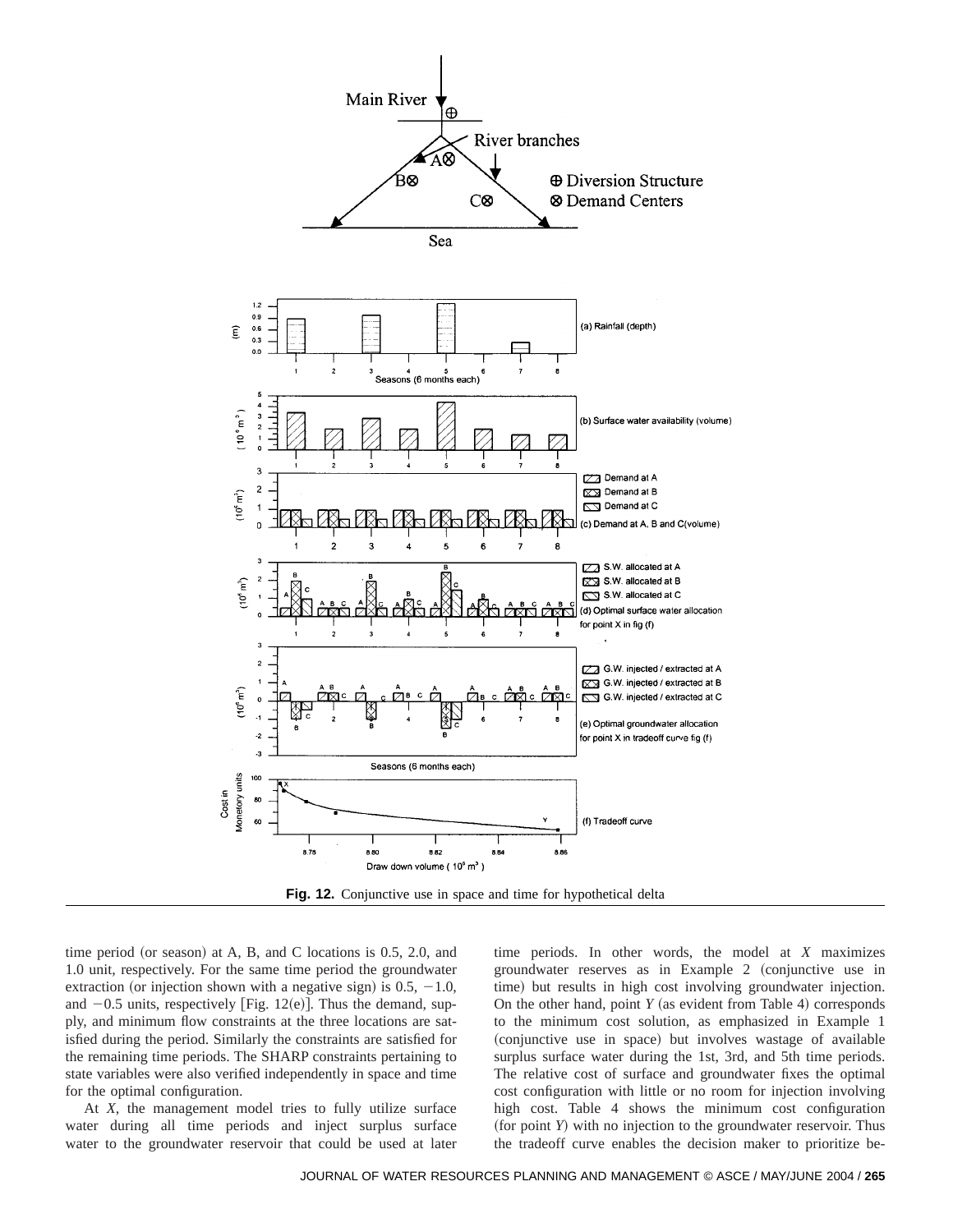**Fig. 12.** Conjunctive use in space and time for hypothetical delta

time period (or season) at A, B, and C locations is 0.5, 2.0, and 1.0 unit, respectively. For the same time period the groundwater extraction (or injection shown with a negative sign) is 0.5, −1.0, and −0.5 units, respectively [Fig. 12(e)]. Thus the demand, supply, and minimum flow constraints at the three locations are satisfied during the period. Similarly the constraints are satisfied for the remaining time periods. The SHARP constraints pertaining to state variables were also verified independently in space and time for the optimal configuration.

At *X*, the management model tries to fully utilize surface water during all time periods and inject surplus surface water to the groundwater reservoir that could be used at later time periods. In other words, the model at *X* maximizes groundwater reserves as in Example 2 (conjunctive use in time) but results in high cost involving groundwater injection. On the other hand, point *Y* (as evident from Table 4) corresponds to the minimum cost solution, as emphasized in Example 1 (conjunctive use in space) but involves wastage of available surplus surface water during the 1st, 3rd, and 5th time periods. The relative cost of surface and groundwater fixes the optimal cost configuration with little or no room for injection involving high cost. Table 4 shows the minimum cost configuration (for point *Y*) with no injection to the groundwater reservoir. Thus the tradeoff curve enables the decision maker to prioritize be-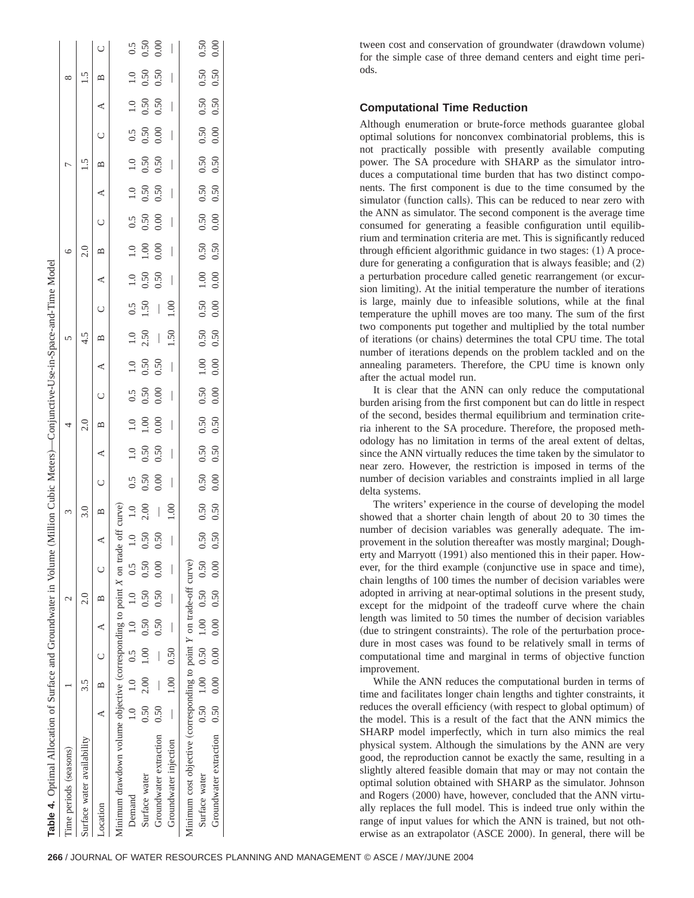**Table 4.** Optimal Allocation of Surface and Groundwater in Volume (Million Cubic Meters)—Conjunctive-Use-in-Space-and-Time Model

| Time periods (seasons) | 1 | | | 2 | | | 3 | | | 4 | | | 5 | | | 6 | | | 7 | | | 8 | | |
|---|---|---|---|---|---|---|---|---|---|---|---|---|---|---|---|---|---|---|---|---|---|---|---|---|
| Surface water availability | 3.5 | | | 2.0 | | | 3.0 | | | 2.0 | | | 4.5 | | | 2.0 | | | 1.5 | | | 1.5 | | |
| Location | A | B | C | A | B | C | A | B | C | A | B | C | A | B | C | A | B | C | A | B | C | A | B | C |
| Minimum drawdown volume objective (corresponding to point *X* on trade off curve) | | | | | | | | | | | | | | | | | | | | | | | | |
| Demand | 1.0 | 1.0 | 0.5 | 1.0 | 1.0 | 0.5 | 1.0 | 1.0 | 0.5 | 1.0 | 1.0 | 0.5 | 1.0 | 1.0 | 0.5 | 1.0 | 1.0 | 0.5 | 1.0 | 1.0 | 0.5 | 1.0 | 1.0 | 0.5 |
| Surface water | 0.50 | 2.00 | 1.00 | 0.50 | 0.50 | 0.50 | 0.50 | 2.00 | 0.50 | 0.50 | 1.00 | 0.50 | 0.50 | 2.50 | 1.50 | 0.50 | 1.00 | 0.50 | 0.50 | 0.50 | 0.50 | 0.50 | 0.50 | 0.50 |
| Groundwater extraction | 0.50 | — | — | 0.50 | 0.50 | 0.00 | 0.50 | — | 0.00 | 0.50 | 0.00 | 0.00 | 0.50 | — | — | 0.50 | 0.00 | 0.00 | 0.50 | 0.50 | 0.00 | 0.50 | 0.50 | 0.00 |
| Groundwater injection | — | 1.00 | 0.50 | — | — | — | — | 1.00 | — | — | — | — | — | 1.50 | 1.00 | — | — | — | — | — | — | — | — | — |
| Minimum cost objective (corresponding to point *Y* on trade-off curve) | | | | | | | | | | | | | | | | | | | | | | | | |
| Surface water | 0.50 | 1.00 | 0.50 | 1.00 | 0.50 | 0.50 | 0.50 | 0.50 | 0.50 | 0.50 | 0.50 | 0.50 | 1.00 | 0.50 | 0.50 | 1.00 | 0.50 | 0.50 | 0.50 | 0.50 | 0.50 | 0.50 | 0.50 | 0.50 |
| Groundwater extraction | 0.50 | 0.00 | 0.00 | 0.00 | 0.50 | 0.00 | 0.50 | 0.50 | 0.00 | 0.50 | 0.50 | 0.00 | 0.00 | 0.50 | 0.00 | 0.00 | 0.50 | 0.00 | 0.50 | 0.50 | 0.00 | 0.50 | 0.50 | 0.00 |

tween cost and conservation of groundwater (drawdown volume) for the simple case of three demand centers and eight time periods.

## Computational Time Reduction

Although enumeration or brute-force methods guarantee global optimal solutions for nonconvex combinatorial problems, this is not practically possible with presently available computing power. The SA procedure with SHARP as the simulator introduces a computational time burden that has two distinct components. The first component is due to the time consumed by the simulator (function calls). This can be reduced to near zero with the ANN as simulator. The second component is the average time consumed for generating a feasible configuration until equilibrium and termination criteria are met. This is significantly reduced through efficient algorithmic guidance in two stages: (1) A procedure for generating a configuration that is always feasible; and (2) a perturbation procedure called genetic rearrangement (or excursion limiting). At the initial temperature the number of iterations is large, mainly due to infeasible solutions, while at the final temperature the uphill moves are too many. The sum of the first two components put together and multiplied by the total number of iterations (or chains) determines the total CPU time. The total number of iterations depends on the problem tackled and on the annealing parameters. Therefore, the CPU time is known only after the actual model run.

It is clear that the ANN can only reduce the computational burden arising from the first component but can do little in respect of the second, besides thermal equilibrium and termination criteria inherent to the SA procedure. Therefore, the proposed methodology has no limitation in terms of the areal extent of deltas, since the ANN virtually reduces the time taken by the simulator to near zero. However, the restriction is imposed in terms of the number of decision variables and constraints implied in all large delta systems.

The writers' experience in the course of developing the model showed that a shorter chain length of about 20 to 30 times the number of decision variables was generally adequate. The improvement in the solution thereafter was mostly marginal; Dougherty and Marryott (1991) also mentioned this in their paper. However, for the third example (conjunctive use in space and time), chain lengths of 100 times the number of decision variables were adopted in arriving at near-optimal solutions in the present study, except for the midpoint of the tradeoff curve where the chain length was limited to 50 times the number of decision variables (due to stringent constraints). The role of the perturbation procedure in most cases was found to be relatively small in terms of computational time and marginal in terms of objective function improvement.

While the ANN reduces the computational burden in terms of time and facilitates longer chain lengths and tighter constraints, it reduces the overall efficiency (with respect to global optimum) of the model. This is a result of the fact that the ANN mimics the SHARP model imperfectly, which in turn also mimics the real physical system. Although the simulations by the ANN are very good, the reproduction cannot be exactly the same, resulting in a slightly altered feasible domain that may or may not contain the optimal solution obtained with SHARP as the simulator. Johnson and Rogers (2000) have, however, concluded that the ANN virtually replaces the full model. This is indeed true only within the range of input values for which the ANN is trained, but not otherwise as an extrapolator (ASCE 2000). In general, there will be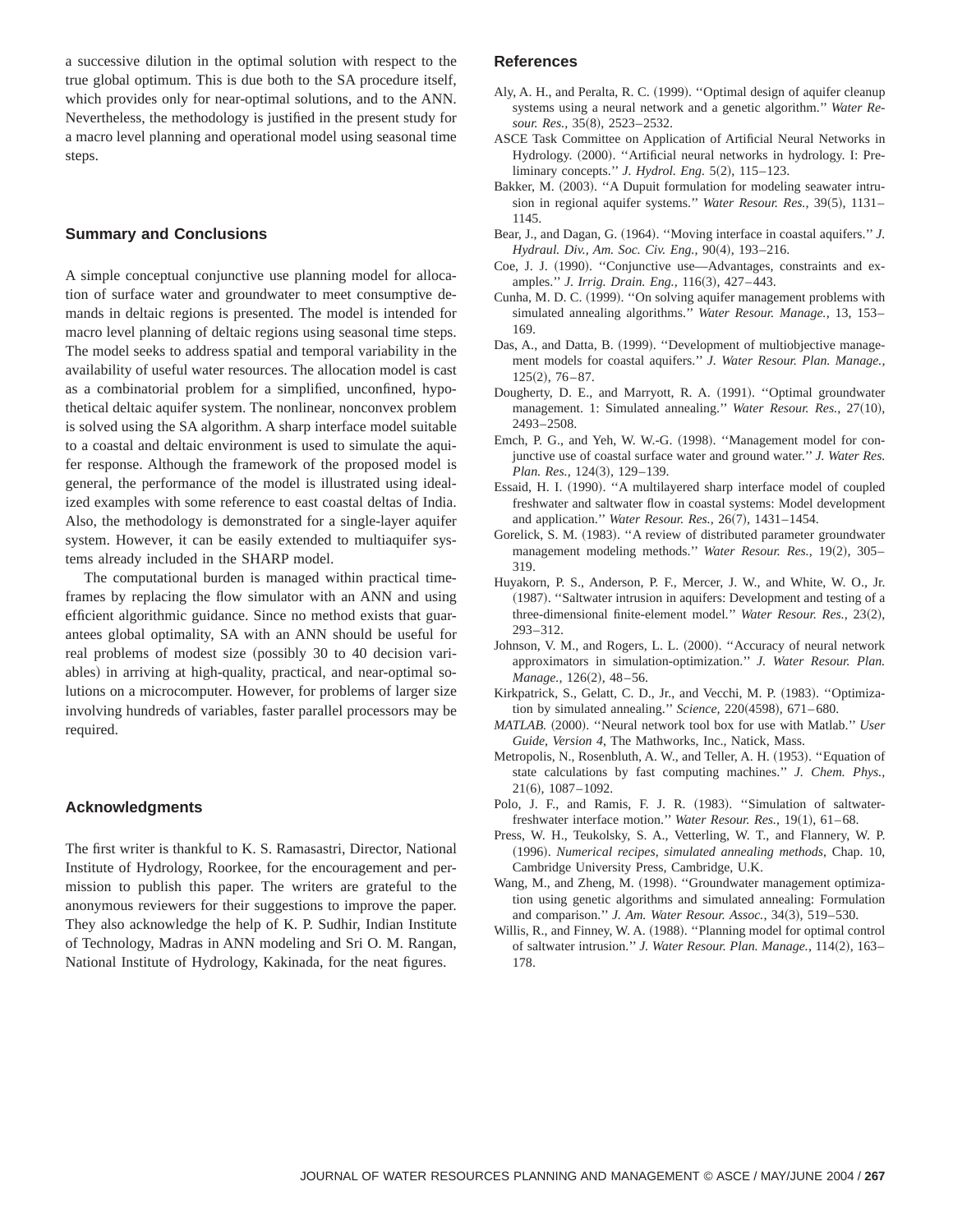a successive dilution in the optimal solution with respect to the true global optimum. This is due both to the SA procedure itself, which provides only for near-optimal solutions, and to the ANN. Nevertheless, the methodology is justified in the present study for a macro level planning and operational model using seasonal time steps.

## Summary and Conclusions

A simple conceptual conjunctive use planning model for allocation of surface water and groundwater to meet consumptive demands in deltaic regions is presented. The model is intended for macro level planning of deltaic regions using seasonal time steps. The model seeks to address spatial and temporal variability in the availability of useful water resources. The allocation model is cast as a combinatorial problem for a simplified, unconfined, hypothetical deltaic aquifer system. The nonlinear, nonconvex problem is solved using the SA algorithm. A sharp interface model suitable to a coastal and deltaic environment is used to simulate the aquifer response. Although the framework of the proposed model is general, the performance of the model is illustrated using idealized examples with some reference to east coastal deltas of India. Also, the methodology is demonstrated for a single-layer aquifer system. However, it can be easily extended to multiaquifer systems already included in the SHARP model.

The computational burden is managed within practical timeframes by replacing the flow simulator with an ANN and using efficient algorithmic guidance. Since no method exists that guarantees global optimality, SA with an ANN should be useful for real problems of modest size (possibly 30 to 40 decision variables) in arriving at high-quality, practical, and near-optimal solutions on a microcomputer. However, for problems of larger size involving hundreds of variables, faster parallel processors may be required.

## Acknowledgments

The first writer is thankful to K. S. Ramasastri, Director, National Institute of Hydrology, Roorkee, for the encouragement and permission to publish this paper. The writers are grateful to the anonymous reviewers for their suggestions to improve the paper. They also acknowledge the help of K. P. Sudhir, Indian Institute of Technology, Madras in ANN modeling and Sri O. M. Rangan, National Institute of Hydrology, Kakinada, for the neat figures.

## References

Aly, A. H., and Peralta, R. C. (1999). "Optimal design of aquifer cleanup systems using a neural network and a genetic algorithm." *Water Resour. Res.*, 35(8), 2523–2532.

ASCE Task Committee on Application of Artificial Neural Networks in Hydrology. (2000). "Artificial neural networks in hydrology. I: Preliminary concepts." *J. Hydrol. Eng.* 5(2), 115–123.

Bakker, M. (2003). "A Dupuit formulation for modeling seawater intrusion in regional aquifer systems." *Water Resour. Res.*, 39(5), 1131–1145.

Bear, J., and Dagan, G. (1964). "Moving interface in coastal aquifers." *J. Hydraul. Div., Am. Soc. Civ. Eng.*, 90(4), 193–216.

Coe, J. J. (1990). "Conjunctive use—Advantages, constraints and examples." *J. Irrig. Drain. Eng.*, 116(3), 427–443.

Cunha, M. D. C. (1999). "On solving aquifer management problems with simulated annealing algorithms." *Water Resour. Manage.*, 13, 153–169.

Das, A., and Datta, B. (1999). "Development of multiobjective management models for coastal aquifers." *J. Water Resour. Plan. Manage.*, 125(2), 76–87.

Dougherty, D. E., and Marryott, R. A. (1991). "Optimal groundwater management. 1: Simulated annealing." *Water Resour. Res.*, 27(10), 2493–2508.

Emch, P. G., and Yeh, W. W.-G. (1998). "Management model for conjunctive use of coastal surface water and ground water." *J. Water Res. Plan. Res.*, 124(3), 129–139.

Essaid, H. I. (1990). "A multilayered sharp interface model of coupled freshwater and saltwater flow in coastal systems: Model development and application." *Water Resour. Res.*, 26(7), 1431–1454.

Gorelick, S. M. (1983). "A review of distributed parameter groundwater management modeling methods." *Water Resour. Res.*, 19(2), 305–319.

Huyakorn, P. S., Anderson, P. F., Mercer, J. W., and White, W. O., Jr. (1987). "Saltwater intrusion in aquifers: Development and testing of a three-dimensional finite-element model." *Water Resour. Res.*, 23(2), 293–312.

Johnson, V. M., and Rogers, L. L. (2000). "Accuracy of neural network approximators in simulation-optimization." *J. Water Resour. Plan. Manage.*, 126(2), 48–56.

Kirkpatrick, S., Gelatt, C. D., Jr., and Vecchi, M. P. (1983). "Optimization by simulated annealing." *Science*, 220(4598), 671–680.

*MATLAB.* (2000). "Neural network tool box for use with Matlab." *User Guide, Version 4*, The Mathworks, Inc., Natick, Mass.

Metropolis, N., Rosenbluth, A. W., and Teller, A. H. (1953). "Equation of state calculations by fast computing machines." *J. Chem. Phys.*, 21(6), 1087–1092.

Polo, J. F., and Ramis, F. J. R. (1983). "Simulation of saltwater-freshwater interface motion." *Water Resour. Res.*, 19(1), 61–68.

Press, W. H., Teukolsky, S. A., Vetterling, W. T., and Flannery, W. P. (1996). *Numerical recipes, simulated annealing methods*, Chap. 10, Cambridge University Press, Cambridge, U.K.

Wang, M., and Zheng, M. (1998). "Groundwater management optimization using genetic algorithms and simulated annealing: Formulation and comparison." *J. Am. Water Resour. Assoc.*, 34(3), 519–530.

Willis, R., and Finney, W. A. (1988). "Planning model for optimal control of saltwater intrusion." *J. Water Resour. Plan. Manage.*, 114(2), 163–178.